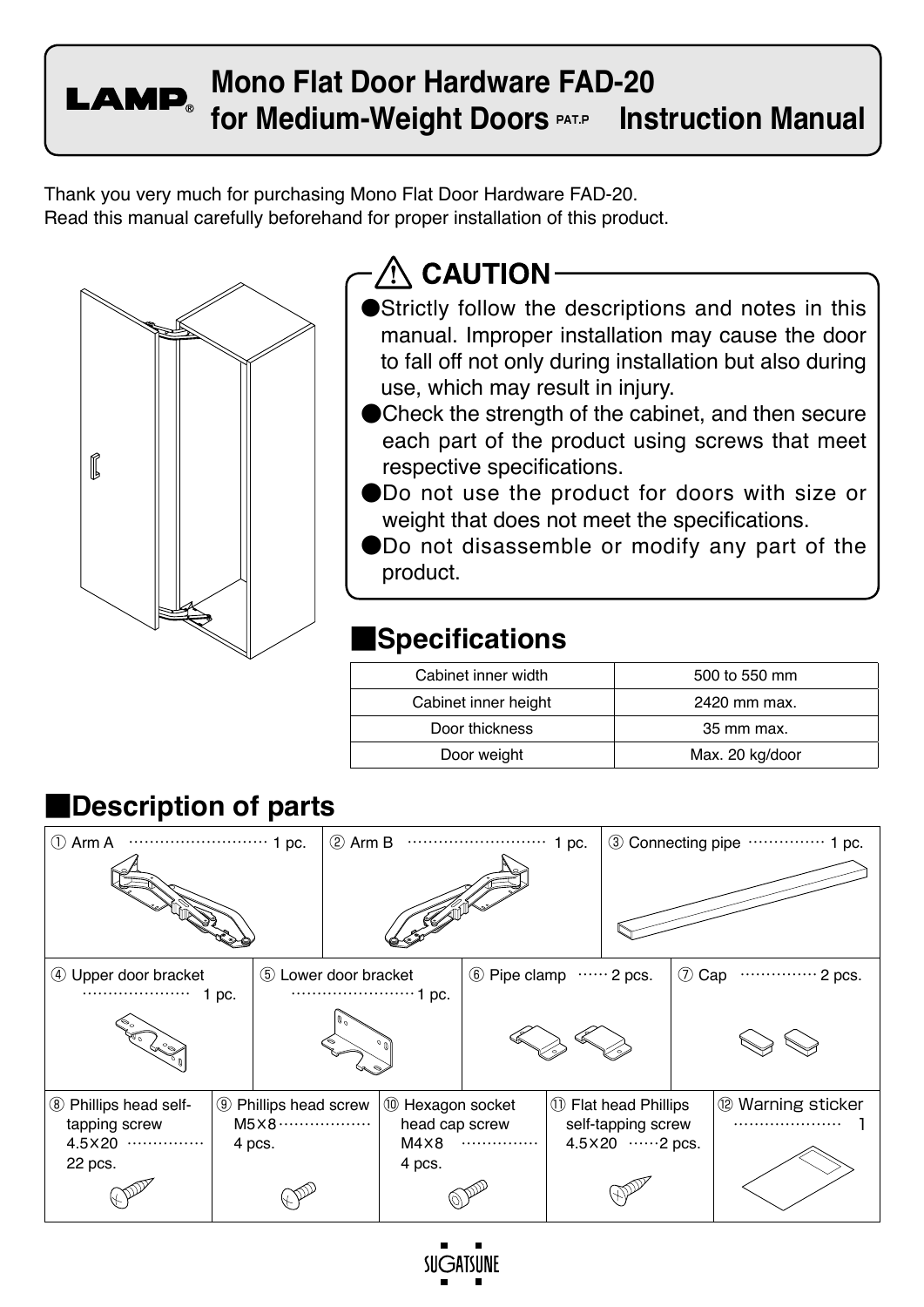# LAMP® Mono Flat Door Hardware FAD-20 for Medium-Weight Doors PAT.P Instruction Manual

Thank you very much for purchasing Mono Flat Door Hardware FAD-20.
Read this manual carefully beforehand for proper installation of this product.

## ⚠ CAUTION

- Strictly follow the descriptions and notes in this manual. Improper installation may cause the door to fall off not only during installation but also during use, which may result in injury.
- Check the strength of the cabinet, and then secure each part of the product using screws that meet respective specifications.
- Do not use the product for doors with size or weight that does not meet the specifications.
- Do not disassemble or modify any part of the product.

## Specifications

| Cabinet inner width | 500 to 550 mm |
|---|---|
| Cabinet inner height | 2420 mm max. |
| Door thickness | 35 mm max. |
| Door weight | Max. 20 kg/door |

## Description of parts

| | | | | |
|---|---|---|---|---|
| ① Arm A ··· 1 pc. | ② Arm B ··· 1 pc. | ③ Connecting pipe ··· 1 pc. | | |
| ④ Upper door bracket ··· 1 pc. | ⑤ Lower door bracket ··· 1 pc. | ⑥ Pipe clamp ··· 2 pcs. | ⑦ Cap ··· 2 pcs. | |
| ⑧ Phillips head self-tapping screw 4.5×20 ··· 22 pcs. | ⑨ Phillips head screw M5×8 ··· 4 pcs. | ⑩ Hexagon socket head cap screw M4×8 ··· 4 pcs. | ⑪ Flat head Phillips self-tapping screw 4.5×20 ··· 2 pcs. | ⑫ Warning sticker ··· 1 |

SUGATSUNE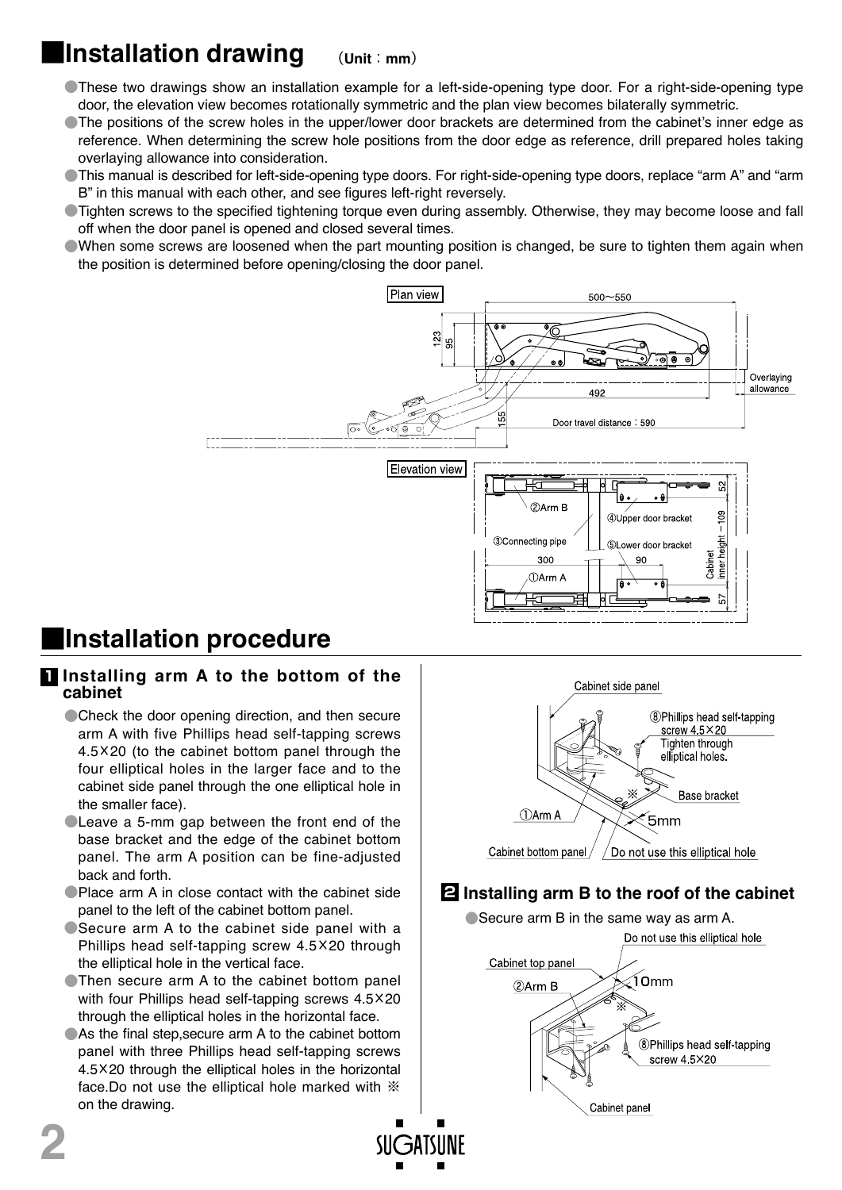## Installation drawing （Unit：mm）

- These two drawings show an installation example for a left-side-opening type door. For a right-side-opening type door, the elevation view becomes rotationally symmetric and the plan view becomes bilaterally symmetric.
- The positions of the screw holes in the upper/lower door brackets are determined from the cabinet's inner edge as reference. When determining the screw hole positions from the door edge as reference, drill prepared holes taking overlaying allowance into consideration.
- This manual is described for left-side-opening type doors. For right-side-opening type doors, replace "arm A" and "arm B" in this manual with each other, and see figures left-right reversely.
- Tighten screws to the specified tightening torque even during assembly. Otherwise, they may become loose and fall off when the door panel is opened and closed several times.
- When some screws are loosened when the part mounting position is changed, be sure to tighten them again when the position is determined before opening/closing the door panel.

Plan view

500〜550
123
95
492
Overlaying allowance
155
Door travel distance：590

Elevation view

②Arm B
③Connecting pipe
①Arm A
④Upper door bracket
⑤Lower door bracket
300
90
52
Cabinet inner height－109
57

## Installation procedure

### 1 Installing arm A to the bottom of the cabinet

- Check the door opening direction, and then secure arm A with five Phillips head self-tapping screws 4.5×20 (to the cabinet bottom panel through the four elliptical holes in the larger face and to the cabinet side panel through the one elliptical hole in the smaller face).
- Leave a 5-mm gap between the front end of the base bracket and the edge of the cabinet bottom panel. The arm A position can be fine-adjusted back and forth.
- Place arm A in close contact with the cabinet side panel to the left of the cabinet bottom panel.
- Secure arm A to the cabinet side panel with a Phillips head self-tapping screw 4.5×20 through the elliptical hole in the vertical face.
- Then secure arm A to the cabinet bottom panel with four Phillips head self-tapping screws 4.5×20 through the elliptical holes in the horizontal face.
- As the final step,secure arm A to the cabinet bottom panel with three Phillips head self-tapping screws 4.5×20 through the elliptical holes in the horizontal face.Do not use the elliptical hole marked with ※ on the drawing.

Cabinet side panel
⑧Phillips head self-tapping screw 4.5×20
Tighten through elliptical holes.
Base bracket
①Arm A
5mm
Cabinet bottom panel
Do not use this elliptical hole

### 2 Installing arm B to the roof of the cabinet

- Secure arm B in the same way as arm A.

Do not use this elliptical hole
Cabinet top panel
②Arm B
10mm
⑧Phillips head self-tapping screw 4.5×20
Cabinet panel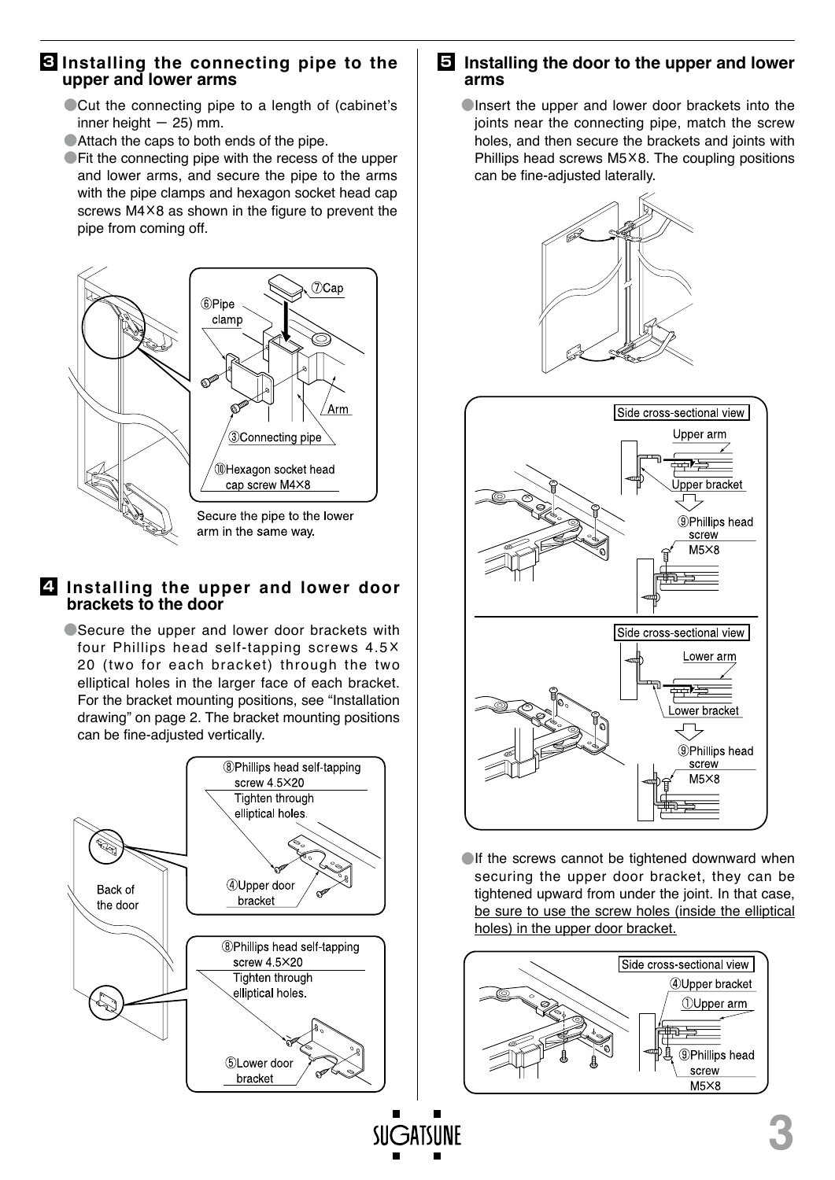## 3 Installing the connecting pipe to the upper and lower arms

- Cut the connecting pipe to a length of (cabinet's inner height − 25) mm.
- Attach the caps to both ends of the pipe.
- Fit the connecting pipe with the recess of the upper and lower arms, and secure the pipe to the arms with the pipe clamps and hexagon socket head cap screws M4×8 as shown in the figure to prevent the pipe from coming off.

⑦Cap
⑥Pipe clamp
Arm
③Connecting pipe
⑩Hexagon socket head cap screw M4×8

Secure the pipe to the lower arm in the same way.

## 4 Installing the upper and lower door brackets to the door

- Secure the upper and lower door brackets with four Phillips head self-tapping screws 4.5× 20 (two for each bracket) through the two elliptical holes in the larger face of each bracket. For the bracket mounting positions, see "Installation drawing" on page 2. The bracket mounting positions can be fine-adjusted vertically.

Back of the door

⑧Phillips head self-tapping screw 4.5×20
Tighten through elliptical holes.
④Upper door bracket

⑧Phillips head self-tapping screw 4.5×20
Tighten through elliptical holes.
⑤Lower door bracket

## 5 Installing the door to the upper and lower arms

- Insert the upper and lower door brackets into the joints near the connecting pipe, match the screw holes, and then secure the brackets and joints with Phillips head screws M5×8. The coupling positions can be fine-adjusted laterally.

Side cross-sectional view
Upper arm
Upper bracket
⑨Phillips head screw M5×8

Side cross-sectional view
Lower arm
Lower bracket
⑨Phillips head screw M5×8

- If the screws cannot be tightened downward when securing the upper door bracket, they can be tightened upward from under the joint. In that case, be sure to use the screw holes (inside the elliptical holes) in the upper door bracket.

Side cross-sectional view
④Upper bracket
①Upper arm
⑨Phillips head screw M5×8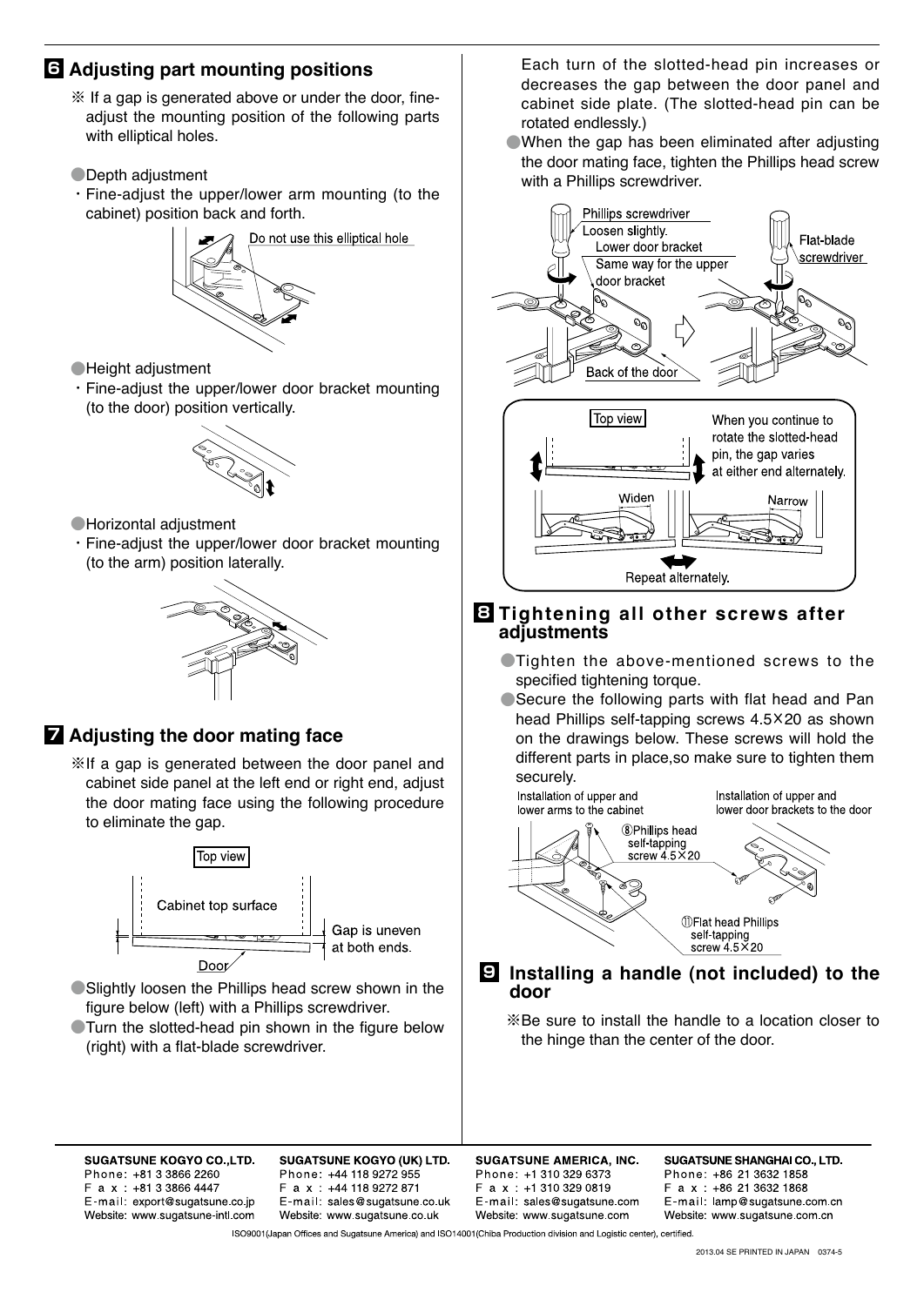## 6 Adjusting part mounting positions

※ If a gap is generated above or under the door, fine-adjust the mounting position of the following parts with elliptical holes.

●Depth adjustment

・Fine-adjust the upper/lower arm mounting (to the cabinet) position back and forth.

Do not use this elliptical hole

●Height adjustment

・Fine-adjust the upper/lower door bracket mounting (to the door) position vertically.

●Horizontal adjustment

・Fine-adjust the upper/lower door bracket mounting (to the arm) position laterally.

## 7 Adjusting the door mating face

※If a gap is generated between the door panel and cabinet side panel at the left end or right end, adjust the door mating face using the following procedure to eliminate the gap.

Top view

Cabinet top surface

Gap is uneven at both ends.

Door

●Slightly loosen the Phillips head screw shown in the figure below (left) with a Phillips screwdriver.

●Turn the slotted-head pin shown in the figure below (right) with a flat-blade screwdriver.

Each turn of the slotted-head pin increases or decreases the gap between the door panel and cabinet side plate. (The slotted-head pin can be rotated endlessly.)

●When the gap has been eliminated after adjusting the door mating face, tighten the Phillips head screw with a Phillips screwdriver.

Phillips screwdriver
Loosen slightly.
Lower door bracket
Same way for the upper door bracket
Back of the door
Flat-blade screwdriver

Top view
When you continue to rotate the slotted-head pin, the gap varies at either end alternately.
Widen
Narrow
Repeat alternately.

## 8 Tightening all other screws after adjustments

●Tighten the above-mentioned screws to the specified tightening torque.

●Secure the following parts with flat head and Pan head Phillips self-tapping screws 4.5×20 as shown on the drawings below. These screws will hold the different parts in place,so make sure to tighten them securely.

Installation of upper and lower arms to the cabinet
Installation of upper and lower door brackets to the door
⑧Phillips head self-tapping screw 4.5×20
⑪Flat head Phillips self-tapping screw 4.5×20

## 9 Installing a handle (not included) to the door

※Be sure to install the handle to a location closer to the hinge than the center of the door.

**SUGATSUNE KOGYO CO.,LTD.**
Phone: +81 3 3866 2260
F a x : +81 3 3866 4447
E-mail: export@sugatsune.co.jp
Website: www.sugatsune-intl.com

**SUGATSUNE KOGYO (UK) LTD.**
Phone: +44 118 9272 955
F a x : +44 118 9272 871
E-mail: sales@sugatsune.co.uk
Website: www.sugatsune.co.uk

**SUGATSUNE AMERICA, INC.**
Phone: +1 310 329 6373
F a x : +1 310 329 0819
E-mail: sales@sugatsune.com
Website: www.sugatsune.com

**SUGATSUNE SHANGHAI CO., LTD.**
Phone: +86 21 3632 1858
F a x : +86 21 3632 1868
E-mail: lamp@sugatsune.com.cn
Website: www.sugatsune.com.cn

ISO9001(Japan Offices and Sugatsune America) and ISO14001(Chiba Production division and Logistic center), certified.

2013.04 SE PRINTED IN JAPAN 0374-5